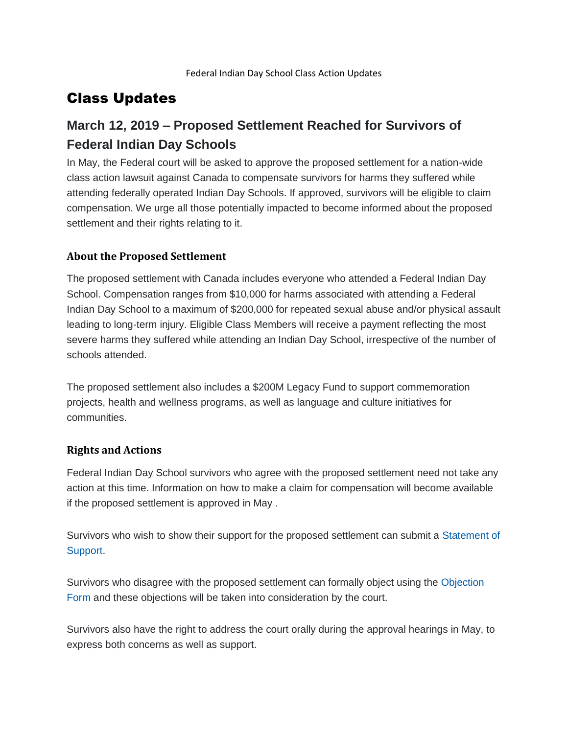Federal Indian Day School Class Action Updates

# Class Updates

## March 12, 2019 – Proposed Settlement Reached for Survivors of Federal Indian Day Schools

In May, the Federal court will be asked to approve the proposed settlement for a nation-wide class action lawsuit against Canada to compensate survivors for harms they suffered while attending federally operated Indian Day Schools. If approved, survivors will be eligible to claim compensation. We urge all those potentially impacted to become informed about the proposed settlement and their rights relating to it.

### About the Proposed Settlement

The proposed settlement with Canada includes everyone who attended a Federal Indian Day School. Compensation ranges from $10,000 for harms associated with attending a Federal Indian Day School to a maximum of $200,000 for repeated sexual abuse and/or physical assault leading to long-term injury. Eligible Class Members will receive a payment reflecting the most severe harms they suffered while attending an Indian Day School, irrespective of the number of schools attended.

The proposed settlement also includes a $200M Legacy Fund to support commemoration projects, health and wellness programs, as well as language and culture initiatives for communities.

### Rights and Actions

Federal Indian Day School survivors who agree with the proposed settlement need not take any action at this time. Information on how to make a claim for compensation will become available if the proposed settlement is approved in May .

Survivors who wish to show their support for the proposed settlement can submit a Statement of Support.

Survivors who disagree with the proposed settlement can formally object using the Objection Form and these objections will be taken into consideration by the court.

Survivors also have the right to address the court orally during the approval hearings in May, to express both concerns as well as support.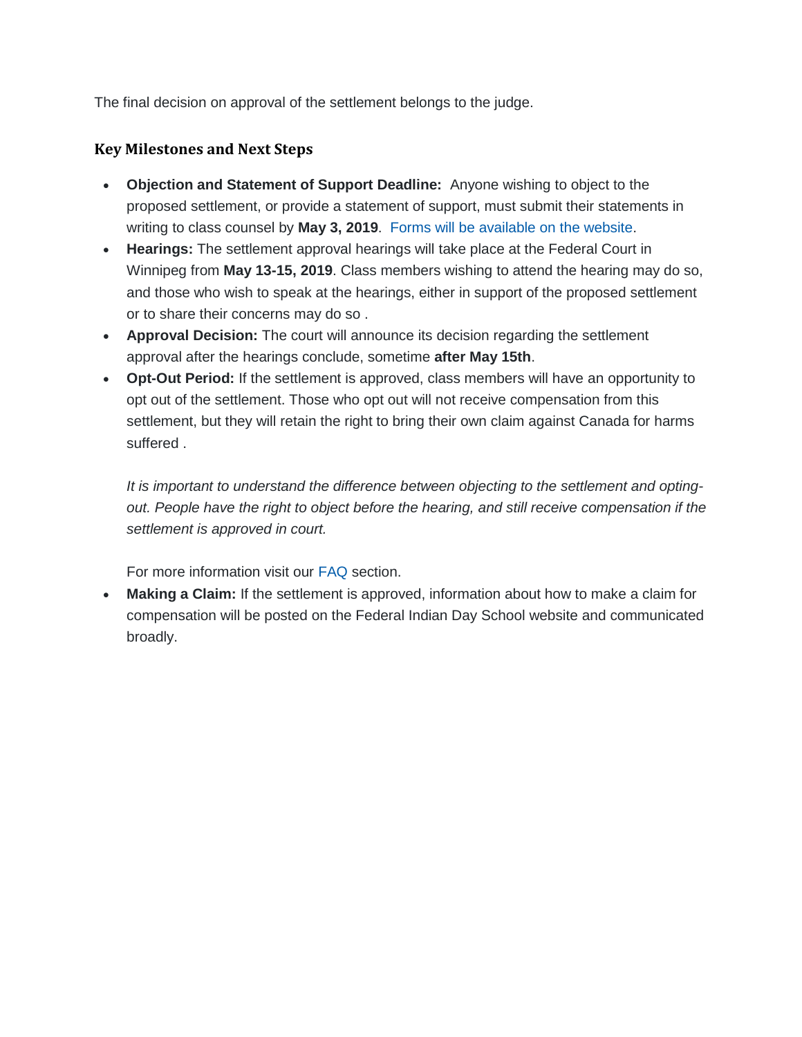The final decision on approval of the settlement belongs to the judge.

### Key Milestones and Next Steps

- **Objection and Statement of Support Deadline:** Anyone wishing to object to the proposed settlement, or provide a statement of support, must submit their statements in writing to class counsel by **May 3, 2019**. Forms will be available on the website.
- **Hearings:** The settlement approval hearings will take place at the Federal Court in Winnipeg from **May 13-15, 2019**. Class members wishing to attend the hearing may do so, and those who wish to speak at the hearings, either in support of the proposed settlement or to share their concerns may do so .
- **Approval Decision:** The court will announce its decision regarding the settlement approval after the hearings conclude, sometime **after May 15th**.
- **Opt-Out Period:** If the settlement is approved, class members will have an opportunity to opt out of the settlement. Those who opt out will not receive compensation from this settlement, but they will retain the right to bring their own claim against Canada for harms suffered .

  *It is important to understand the difference between objecting to the settlement and opting-out. People have the right to object before the hearing, and still receive compensation if the settlement is approved in court.*

  For more information visit our FAQ section.
- **Making a Claim:** If the settlement is approved, information about how to make a claim for compensation will be posted on the Federal Indian Day School website and communicated broadly.